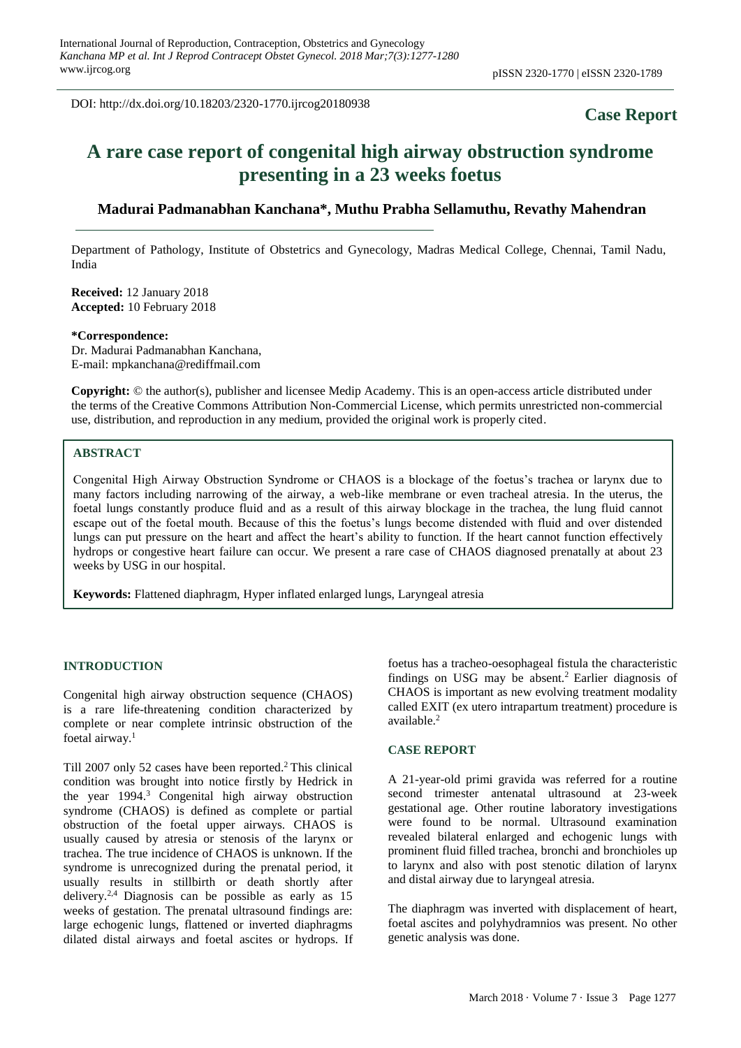DOI: http://dx.doi.org/10.18203/2320-1770.ijrcog20180938

**Case Report**

# A rare case report of congenital high airway obstruction syndrome presenting in a 23 weeks foetus

**Madurai Padmanabhan Kanchana\*, Muthu Prabha Sellamuthu, Revathy Mahendran**

Department of Pathology, Institute of Obstetrics and Gynecology, Madras Medical College, Chennai, Tamil Nadu, India

**Received:** 12 January 2018
**Accepted:** 10 February 2018

**\*Correspondence:**
Dr. Madurai Padmanabhan Kanchana,
E-mail: mpkanchana@rediffmail.com

**Copyright:** © the author(s), publisher and licensee Medip Academy. This is an open-access article distributed under the terms of the Creative Commons Attribution Non-Commercial License, which permits unrestricted non-commercial use, distribution, and reproduction in any medium, provided the original work is properly cited.

## ABSTRACT

Congenital High Airway Obstruction Syndrome or CHAOS is a blockage of the foetus's trachea or larynx due to many factors including narrowing of the airway, a web-like membrane or even tracheal atresia. In the uterus, the foetal lungs constantly produce fluid and as a result of this airway blockage in the trachea, the lung fluid cannot escape out of the foetal mouth. Because of this the foetus's lungs become distended with fluid and over distended lungs can put pressure on the heart and affect the heart's ability to function. If the heart cannot function effectively hydrops or congestive heart failure can occur. We present a rare case of CHAOS diagnosed prenatally at about 23 weeks by USG in our hospital.

**Keywords:** Flattened diaphragm, Hyper inflated enlarged lungs, Laryngeal atresia

## INTRODUCTION

Congenital high airway obstruction sequence (CHAOS) is a rare life-threatening condition characterized by complete or near complete intrinsic obstruction of the foetal airway.[1]

Till 2007 only 52 cases have been reported.[2] This clinical condition was brought into notice firstly by Hedrick in the year 1994.[3] Congenital high airway obstruction syndrome (CHAOS) is defined as complete or partial obstruction of the foetal upper airways. CHAOS is usually caused by atresia or stenosis of the larynx or trachea. The true incidence of CHAOS is unknown. If the syndrome is unrecognized during the prenatal period, it usually results in stillbirth or death shortly after delivery.[2,4] Diagnosis can be possible as early as 15 weeks of gestation. The prenatal ultrasound findings are: large echogenic lungs, flattened or inverted diaphragms dilated distal airways and foetal ascites or hydrops. If foetus has a tracheo-oesophageal fistula the characteristic findings on USG may be absent.[2] Earlier diagnosis of CHAOS is important as new evolving treatment modality called EXIT (ex utero intrapartum treatment) procedure is available.[2]

## CASE REPORT

A 21-year-old primi gravida was referred for a routine second trimester antenatal ultrasound at 23-week gestational age. Other routine laboratory investigations were found to be normal. Ultrasound examination revealed bilateral enlarged and echogenic lungs with prominent fluid filled trachea, bronchi and bronchioles up to larynx and also with post stenotic dilation of larynx and distal airway due to laryngeal atresia.

The diaphragm was inverted with displacement of heart, foetal ascites and polyhydramnios was present. No other genetic analysis was done.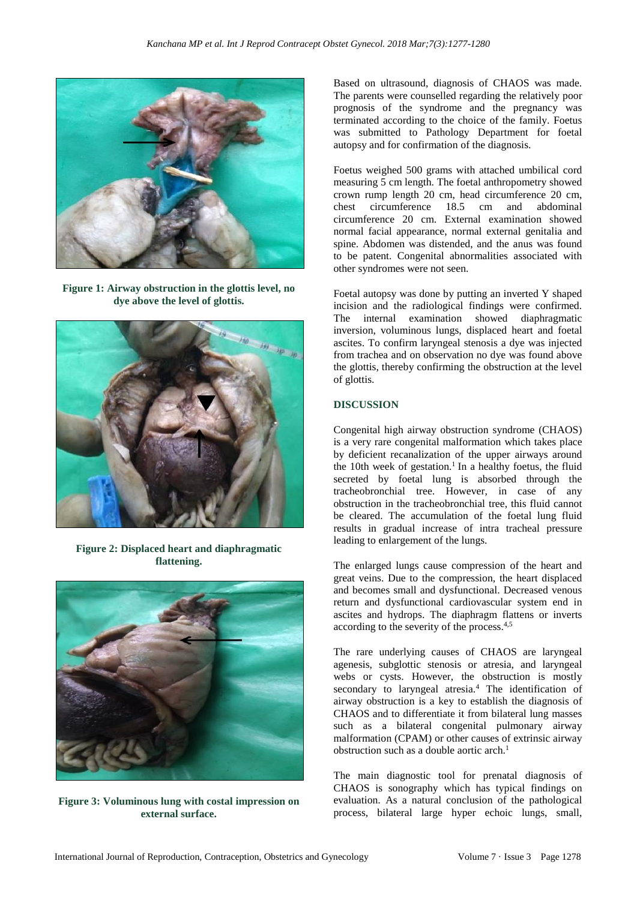Figure 1: Airway obstruction in the glottis level, no dye above the level of glottis.

Figure 2: Displaced heart and diaphragmatic flattening.

Figure 3: Voluminous lung with costal impression on external surface.

Based on ultrasound, diagnosis of CHAOS was made. The parents were counselled regarding the relatively poor prognosis of the syndrome and the pregnancy was terminated according to the choice of the family. Foetus was submitted to Pathology Department for foetal autopsy and for confirmation of the diagnosis.

Foetus weighed 500 grams with attached umbilical cord measuring 5 cm length. The foetal anthropometry showed crown rump length 20 cm, head circumference 20 cm, chest circumference 18.5 cm and abdominal circumference 20 cm. External examination showed normal facial appearance, normal external genitalia and spine. Abdomen was distended, and the anus was found to be patent. Congenital abnormalities associated with other syndromes were not seen.

Foetal autopsy was done by putting an inverted Y shaped incision and the radiological findings were confirmed. The internal examination showed diaphragmatic inversion, voluminous lungs, displaced heart and foetal ascites. To confirm laryngeal stenosis a dye was injected from trachea and on observation no dye was found above the glottis, thereby confirming the obstruction at the level of glottis.

## DISCUSSION

Congenital high airway obstruction syndrome (CHAOS) is a very rare congenital malformation which takes place by deficient recanalization of the upper airways around the 10th week of gestation.[1] In a healthy foetus, the fluid secreted by foetal lung is absorbed through the tracheobronchial tree. However, in case of any obstruction in the tracheobronchial tree, this fluid cannot be cleared. The accumulation of the foetal lung fluid results in gradual increase of intra tracheal pressure leading to enlargement of the lungs.

The enlarged lungs cause compression of the heart and great veins. Due to the compression, the heart displaced and becomes small and dysfunctional. Decreased venous return and dysfunctional cardiovascular system end in ascites and hydrops. The diaphragm flattens or inverts according to the severity of the process.[4,5]

The rare underlying causes of CHAOS are laryngeal agenesis, subglottic stenosis or atresia, and laryngeal webs or cysts. However, the obstruction is mostly secondary to laryngeal atresia.[4] The identification of airway obstruction is a key to establish the diagnosis of CHAOS and to differentiate it from bilateral lung masses such as a bilateral congenital pulmonary airway malformation (CPAM) or other causes of extrinsic airway obstruction such as a double aortic arch.[1]

The main diagnostic tool for prenatal diagnosis of CHAOS is sonography which has typical findings on evaluation. As a natural conclusion of the pathological process, bilateral large hyper echoic lungs, small,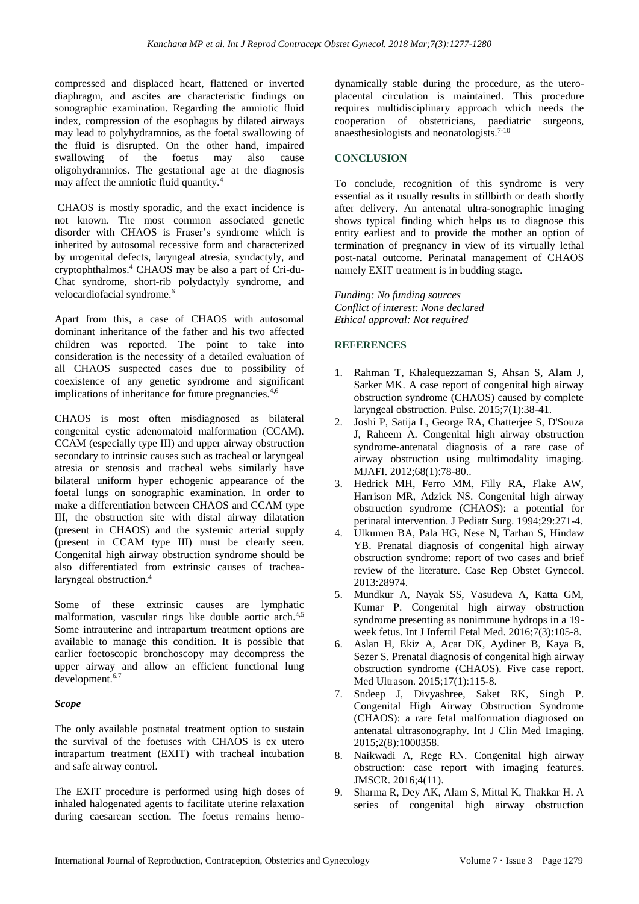compressed and displaced heart, flattened or inverted diaphragm, and ascites are characteristic findings on sonographic examination. Regarding the amniotic fluid index, compression of the esophagus by dilated airways may lead to polyhydramnios, as the foetal swallowing of the fluid is disrupted. On the other hand, impaired swallowing of the foetus may also cause oligohydramnios. The gestational age at the diagnosis may affect the amniotic fluid quantity.[4]

CHAOS is mostly sporadic, and the exact incidence is not known. The most common associated genetic disorder with CHAOS is Fraser's syndrome which is inherited by autosomal recessive form and characterized by urogenital defects, laryngeal atresia, syndactyly, and cryptophthalmos.[4] CHAOS may be also a part of Cri-du-Chat syndrome, short-rib polydactyly syndrome, and velocardiofacial syndrome.[6]

Apart from this, a case of CHAOS with autosomal dominant inheritance of the father and his two affected children was reported. The point to take into consideration is the necessity of a detailed evaluation of all CHAOS suspected cases due to possibility of coexistence of any genetic syndrome and significant implications of inheritance for future pregnancies.[4,6]

CHAOS is most often misdiagnosed as bilateral congenital cystic adenomatoid malformation (CCAM). CCAM (especially type III) and upper airway obstruction secondary to intrinsic causes such as tracheal or laryngeal atresia or stenosis and tracheal webs similarly have bilateral uniform hyper echogenic appearance of the foetal lungs on sonographic examination. In order to make a differentiation between CHAOS and CCAM type III, the obstruction site with distal airway dilatation (present in CHAOS) and the systemic arterial supply (present in CCAM type III) must be clearly seen. Congenital high airway obstruction syndrome should be also differentiated from extrinsic causes of trachea-laryngeal obstruction.[4]

Some of these extrinsic causes are lymphatic malformation, vascular rings like double aortic arch.[4,5] Some intrauterine and intrapartum treatment options are available to manage this condition. It is possible that earlier foetoscopic bronchoscopy may decompress the upper airway and allow an efficient functional lung development.[6,7]

### *Scope*

The only available postnatal treatment option to sustain the survival of the foetuses with CHAOS is ex utero intrapartum treatment (EXIT) with tracheal intubation and safe airway control.

The EXIT procedure is performed using high doses of inhaled halogenated agents to facilitate uterine relaxation during caesarean section. The foetus remains hemo-dynamically stable during the procedure, as the utero-placental circulation is maintained. This procedure requires multidisciplinary approach which needs the cooperation of obstetricians, paediatric surgeons, anaesthesiologists and neonatologists.[7-10]

## CONCLUSION

To conclude, recognition of this syndrome is very essential as it usually results in stillbirth or death shortly after delivery. An antenatal ultra-sonographic imaging shows typical finding which helps us to diagnose this entity earliest and to provide the mother an option of termination of pregnancy in view of its virtually lethal post-natal outcome. Perinatal management of CHAOS namely EXIT treatment is in budding stage.

*Funding: No funding sources*
*Conflict of interest: None declared*
*Ethical approval: Not required*

## REFERENCES

1. Rahman T, Khalequezzaman S, Ahsan S, Alam J, Sarker MK. A case report of congenital high airway obstruction syndrome (CHAOS) caused by complete laryngeal obstruction. Pulse. 2015;7(1):38-41.
2. Joshi P, Satija L, George RA, Chatterjee S, D'Souza J, Raheem A. Congenital high airway obstruction syndrome-antenatal diagnosis of a rare case of airway obstruction using multimodality imaging. MJAFI. 2012;68(1):78-80..
3. Hedrick MH, Ferro MM, Filly RA, Flake AW, Harrison MR, Adzick NS. Congenital high airway obstruction syndrome (CHAOS): a potential for perinatal intervention. J Pediatr Surg. 1994;29:271-4.
4. Ulkumen BA, Pala HG, Nese N, Tarhan S, Hindaw YB. Prenatal diagnosis of congenital high airway obstruction syndrome: report of two cases and brief review of the literature. Case Rep Obstet Gynecol. 2013:28974.
5. Mundkur A, Nayak SS, Vasudeva A, Katta GM, Kumar P. Congenital high airway obstruction syndrome presenting as nonimmune hydrops in a 19-week fetus. Int J Infertil Fetal Med. 2016;7(3):105-8.
6. Aslan H, Ekiz A, Acar DK, Aydiner B, Kaya B, Sezer S. Prenatal diagnosis of congenital high airway obstruction syndrome (CHAOS). Five case report. Med Ultrason. 2015;17(1):115-8.
7. Sndeep J, Divyashree, Saket RK, Singh P. Congenital High Airway Obstruction Syndrome (CHAOS): a rare fetal malformation diagnosed on antenatal ultrasonography. Int J Clin Med Imaging. 2015;2(8):1000358.
8. Naikwadi A, Rege RN. Congenital high airway obstruction: case report with imaging features. JMSCR. 2016;4(11).
9. Sharma R, Dey AK, Alam S, Mittal K, Thakkar H. A series of congenital high airway obstruction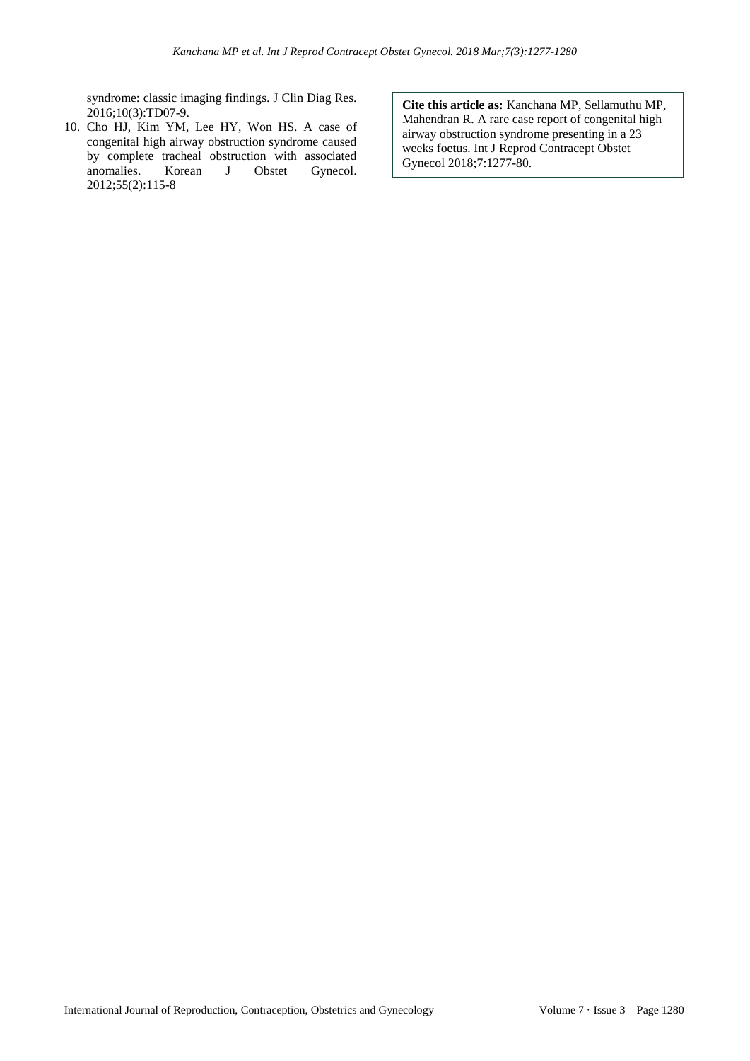syndrome: classic imaging findings. J Clin Diag Res. 2016;10(3):TD07-9.

10. Cho HJ, Kim YM, Lee HY, Won HS. A case of congenital high airway obstruction syndrome caused by complete tracheal obstruction with associated anomalies. Korean J Obstet Gynecol. 2012;55(2):115-8

**Cite this article as:** Kanchana MP, Sellamuthu MP, Mahendran R. A rare case report of congenital high airway obstruction syndrome presenting in a 23 weeks foetus. Int J Reprod Contracept Obstet Gynecol 2018;7:1277-80.